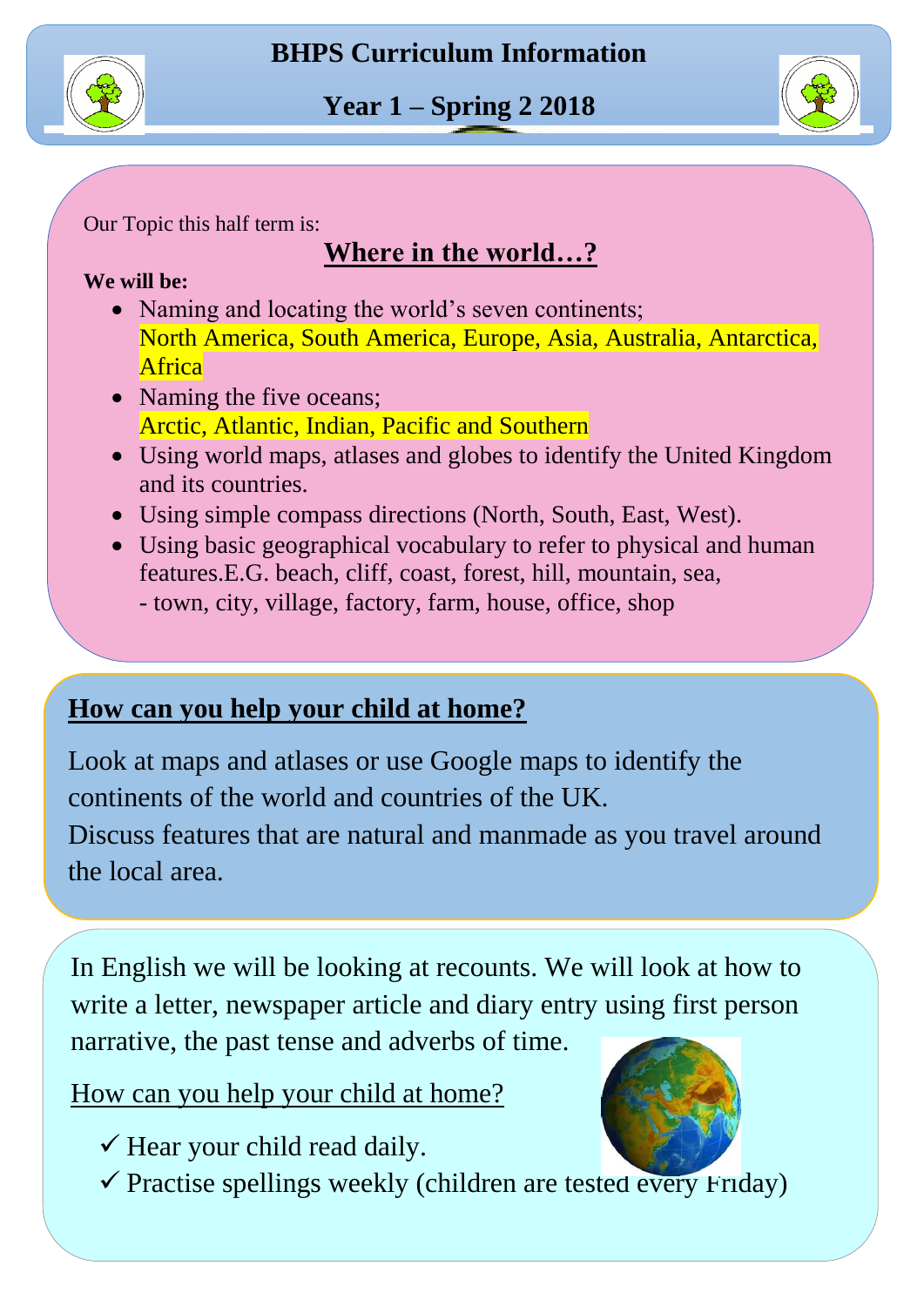# BHPS Curriculum Information

## Year 1 – Spring 2 2018

Our Topic this half term is:

## Where in the world…?

**We will be:**

- Naming and locating the world's seven continents; North America, South America, Europe, Asia, Australia, Antarctica, Africa
- Naming the five oceans; Arctic, Atlantic, Indian, Pacific and Southern
- Using world maps, atlases and globes to identify the United Kingdom and its countries.
- Using simple compass directions (North, South, East, West).
- Using basic geographical vocabulary to refer to physical and human features.E.G. beach, cliff, coast, forest, hill, mountain, sea, - town, city, village, factory, farm, house, office, shop

## How can you help your child at home?

Look at maps and atlases or use Google maps to identify the continents of the world and countries of the UK.
Discuss features that are natural and manmade as you travel around the local area.

In English we will be looking at recounts. We will look at how to write a letter, newspaper article and diary entry using first person narrative, the past tense and adverbs of time.

How can you help your child at home?

- ✓ Hear your child read daily.
- ✓ Practise spellings weekly (children are tested every Friday)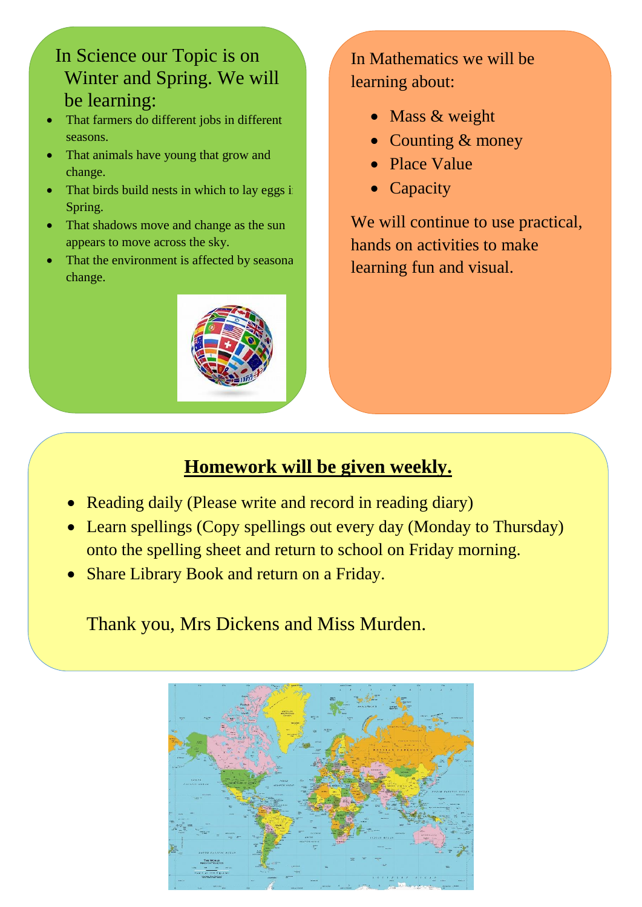In Science our Topic is on Winter and Spring. We will be learning:

- That farmers do different jobs in different seasons.
- That animals have young that grow and change.
- That birds build nests in which to lay eggs in Spring.
- That shadows move and change as the sun appears to move across the sky.
- That the environment is affected by seasonal change.

In Mathematics we will be learning about:

- Mass & weight
- Counting & money
- Place Value
- Capacity

We will continue to use practical, hands on activities to make learning fun and visual.

**<u>Homework will be given weekly.</u>**

- Reading daily (Please write and record in reading diary)
- Learn spellings (Copy spellings out every day (Monday to Thursday) onto the spelling sheet and return to school on Friday morning.
- Share Library Book and return on a Friday.

Thank you, Mrs Dickens and Miss Murden.